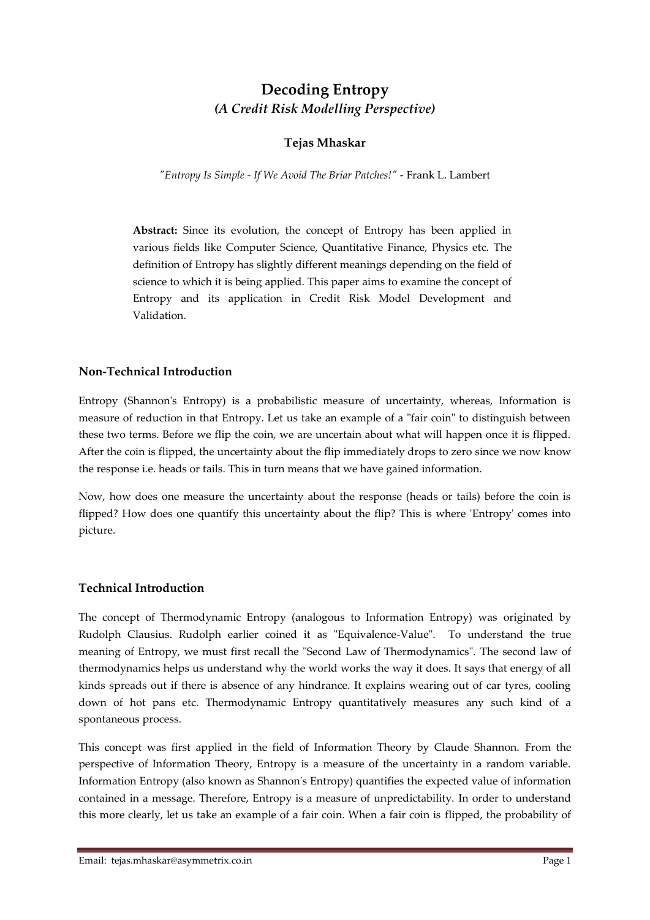# Decoding Entropy

***(A Credit Risk Modelling Perspective)***

**Tejas Mhaskar**

*"Entropy Is Simple - If We Avoid The Briar Patches!"* - Frank L. Lambert

**Abstract:** Since its evolution, the concept of Entropy has been applied in various fields like Computer Science, Quantitative Finance, Physics etc. The definition of Entropy has slightly different meanings depending on the field of science to which it is being applied. This paper aims to examine the concept of Entropy and its application in Credit Risk Model Development and Validation.

## Non-Technical Introduction

Entropy (Shannon's Entropy) is a probabilistic measure of uncertainty, whereas, Information is measure of reduction in that Entropy. Let us take an example of a "fair coin" to distinguish between these two terms. Before we flip the coin, we are uncertain about what will happen once it is flipped. After the coin is flipped, the uncertainty about the flip immediately drops to zero since we now know the response i.e. heads or tails. This in turn means that we have gained information.

Now, how does one measure the uncertainty about the response (heads or tails) before the coin is flipped? How does one quantify this uncertainty about the flip? This is where 'Entropy' comes into picture.

## Technical Introduction

The concept of Thermodynamic Entropy (analogous to Information Entropy) was originated by Rudolph Clausius. Rudolph earlier coined it as "Equivalence-Value". To understand the true meaning of Entropy, we must first recall the "Second Law of Thermodynamics". The second law of thermodynamics helps us understand why the world works the way it does. It says that energy of all kinds spreads out if there is absence of any hindrance. It explains wearing out of car tyres, cooling down of hot pans etc. Thermodynamic Entropy quantitatively measures any such kind of a spontaneous process.

This concept was first applied in the field of Information Theory by Claude Shannon. From the perspective of Information Theory, Entropy is a measure of the uncertainty in a random variable. Information Entropy (also known as Shannon's Entropy) quantifies the expected value of information contained in a message. Therefore, Entropy is a measure of unpredictability. In order to understand this more clearly, let us take an example of a fair coin. When a fair coin is flipped, the probability of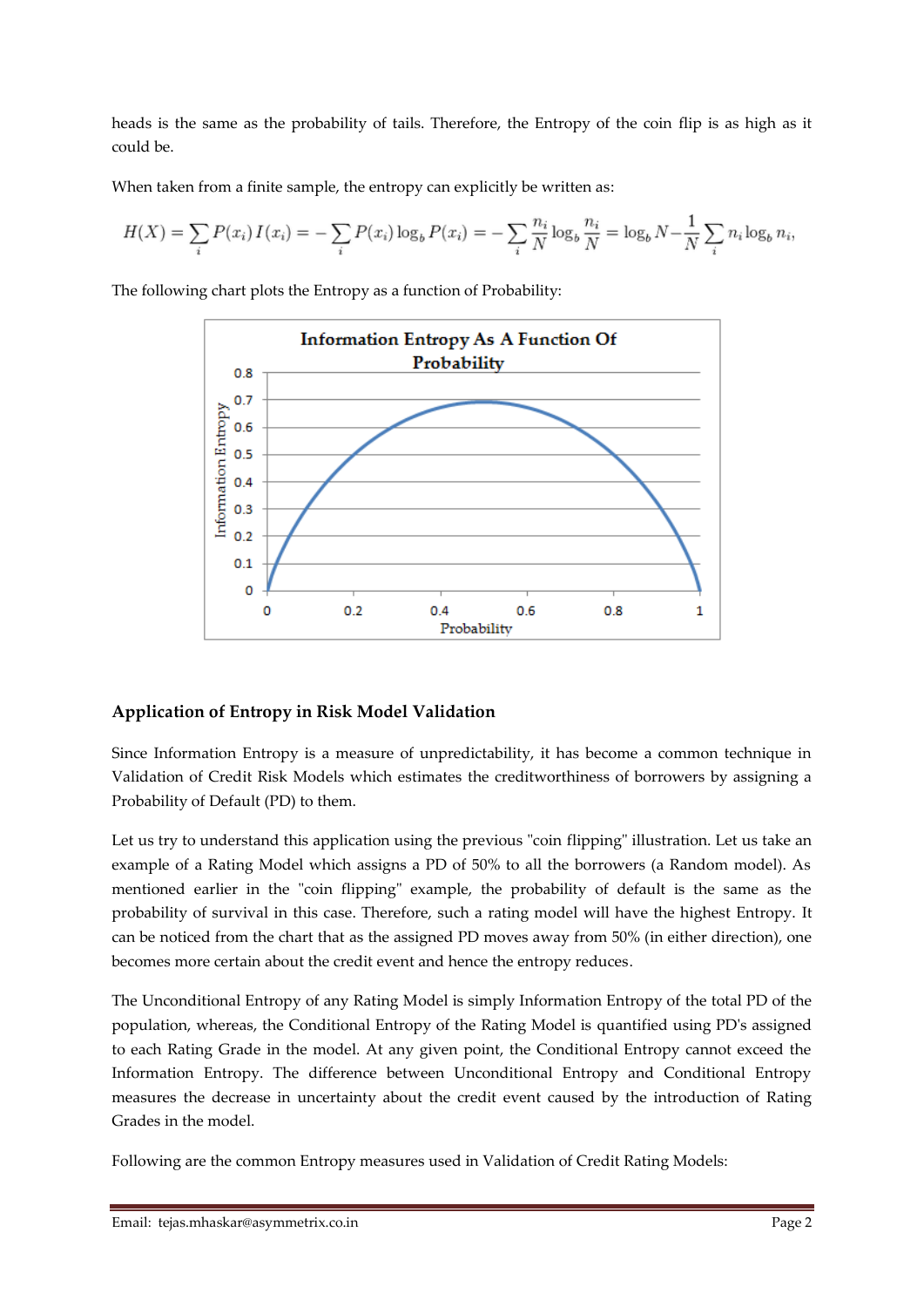heads is the same as the probability of tails. Therefore, the Entropy of the coin flip is as high as it could be.

When taken from a finite sample, the entropy can explicitly be written as:

$$H(X) = \sum_i P(x_i)\, I(x_i) = -\sum_i P(x_i) \log_b P(x_i) = -\sum_i \frac{n_i}{N} \log_b \frac{n_i}{N} = \log_b N - \frac{1}{N} \sum_i n_i \log_b n_i,$$

The following chart plots the Entropy as a function of Probability:

## Application of Entropy in Risk Model Validation

Since Information Entropy is a measure of unpredictability, it has become a common technique in Validation of Credit Risk Models which estimates the creditworthiness of borrowers by assigning a Probability of Default (PD) to them.

Let us try to understand this application using the previous "coin flipping" illustration. Let us take an example of a Rating Model which assigns a PD of 50% to all the borrowers (a Random model). As mentioned earlier in the "coin flipping" example, the probability of default is the same as the probability of survival in this case. Therefore, such a rating model will have the highest Entropy. It can be noticed from the chart that as the assigned PD moves away from 50% (in either direction), one becomes more certain about the credit event and hence the entropy reduces.

The Unconditional Entropy of any Rating Model is simply Information Entropy of the total PD of the population, whereas, the Conditional Entropy of the Rating Model is quantified using PD's assigned to each Rating Grade in the model. At any given point, the Conditional Entropy cannot exceed the Information Entropy. The difference between Unconditional Entropy and Conditional Entropy measures the decrease in uncertainty about the credit event caused by the introduction of Rating Grades in the model.

Following are the common Entropy measures used in Validation of Credit Rating Models: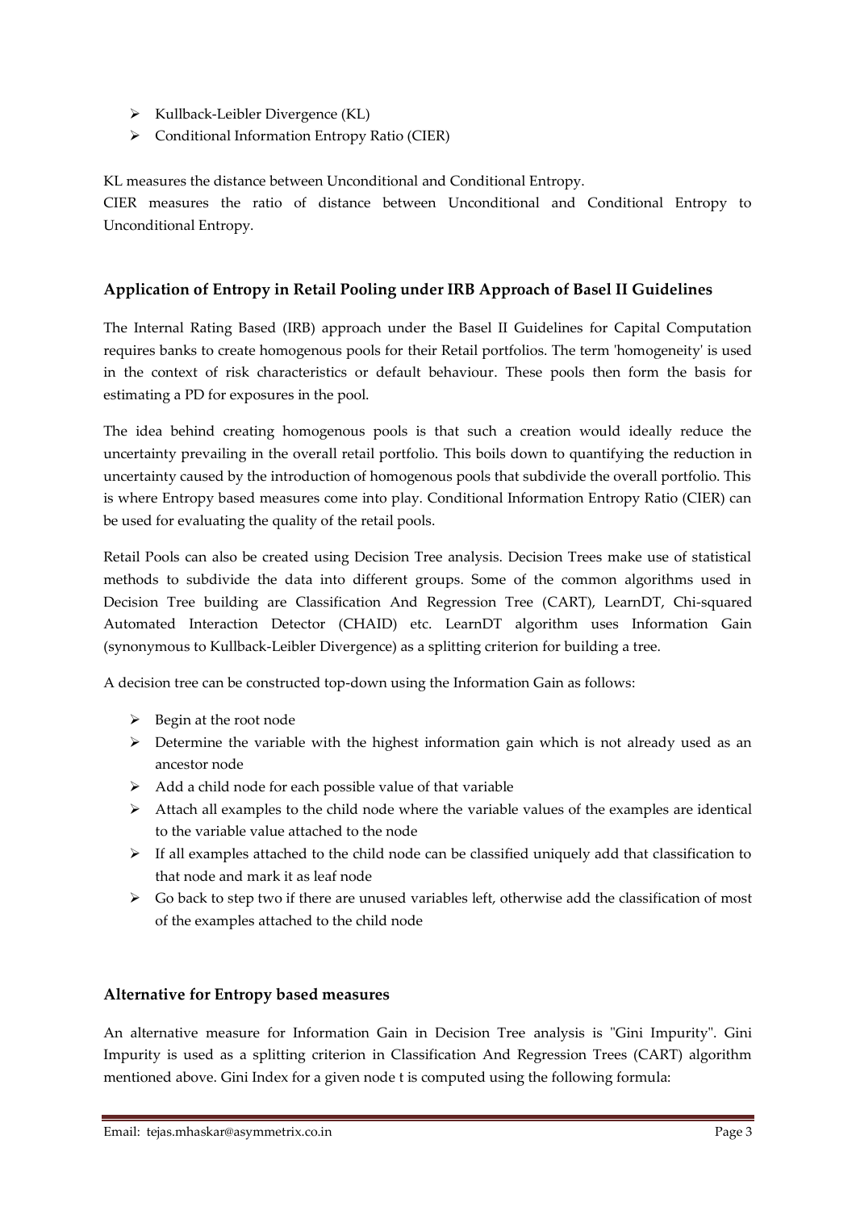- Kullback-Leibler Divergence (KL)
- Conditional Information Entropy Ratio (CIER)

KL measures the distance between Unconditional and Conditional Entropy.
CIER measures the ratio of distance between Unconditional and Conditional Entropy to Unconditional Entropy.

### Application of Entropy in Retail Pooling under IRB Approach of Basel II Guidelines

The Internal Rating Based (IRB) approach under the Basel II Guidelines for Capital Computation requires banks to create homogenous pools for their Retail portfolios. The term 'homogeneity' is used in the context of risk characteristics or default behaviour. These pools then form the basis for estimating a PD for exposures in the pool.

The idea behind creating homogenous pools is that such a creation would ideally reduce the uncertainty prevailing in the overall retail portfolio. This boils down to quantifying the reduction in uncertainty caused by the introduction of homogenous pools that subdivide the overall portfolio. This is where Entropy based measures come into play. Conditional Information Entropy Ratio (CIER) can be used for evaluating the quality of the retail pools.

Retail Pools can also be created using Decision Tree analysis. Decision Trees make use of statistical methods to subdivide the data into different groups. Some of the common algorithms used in Decision Tree building are Classification And Regression Tree (CART), LearnDT, Chi-squared Automated Interaction Detector (CHAID) etc. LearnDT algorithm uses Information Gain (synonymous to Kullback-Leibler Divergence) as a splitting criterion for building a tree.

A decision tree can be constructed top-down using the Information Gain as follows:

- Begin at the root node
- Determine the variable with the highest information gain which is not already used as an ancestor node
- Add a child node for each possible value of that variable
- Attach all examples to the child node where the variable values of the examples are identical to the variable value attached to the node
- If all examples attached to the child node can be classified uniquely add that classification to that node and mark it as leaf node
- Go back to step two if there are unused variables left, otherwise add the classification of most of the examples attached to the child node

### Alternative for Entropy based measures

An alternative measure for Information Gain in Decision Tree analysis is "Gini Impurity". Gini Impurity is used as a splitting criterion in Classification And Regression Trees (CART) algorithm mentioned above. Gini Index for a given node t is computed using the following formula: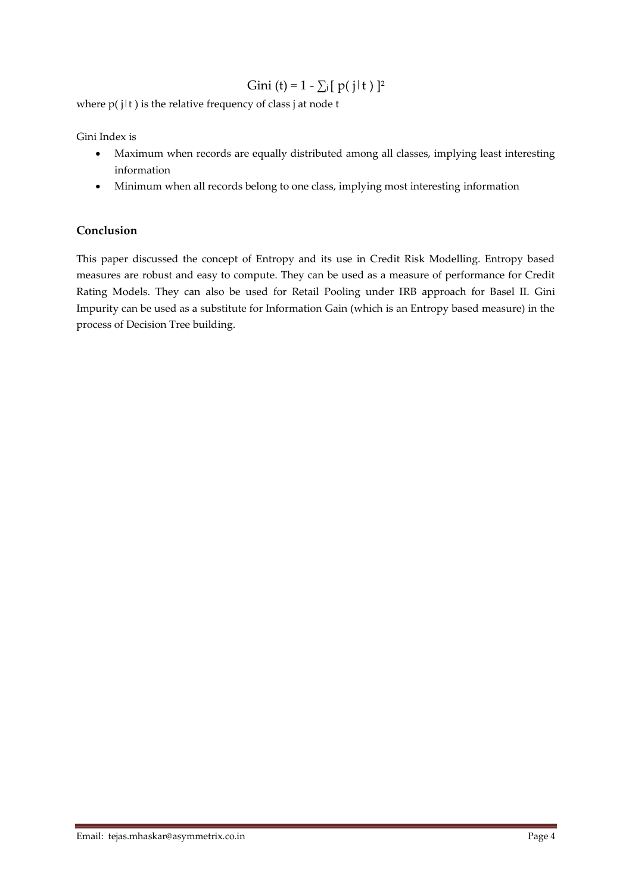$$\text{Gini}(t) = 1 - \sum_j [\, p(j \mid t) \,]^2$$

where $p(j \mid t)$ is the relative frequency of class j at node t

Gini Index is

- Maximum when records are equally distributed among all classes, implying least interesting information
- Minimum when all records belong to one class, implying most interesting information

### Conclusion

This paper discussed the concept of Entropy and its use in Credit Risk Modelling. Entropy based measures are robust and easy to compute. They can be used as a measure of performance for Credit Rating Models. They can also be used for Retail Pooling under IRB approach for Basel II. Gini Impurity can be used as a substitute for Information Gain (which is an Entropy based measure) in the process of Decision Tree building.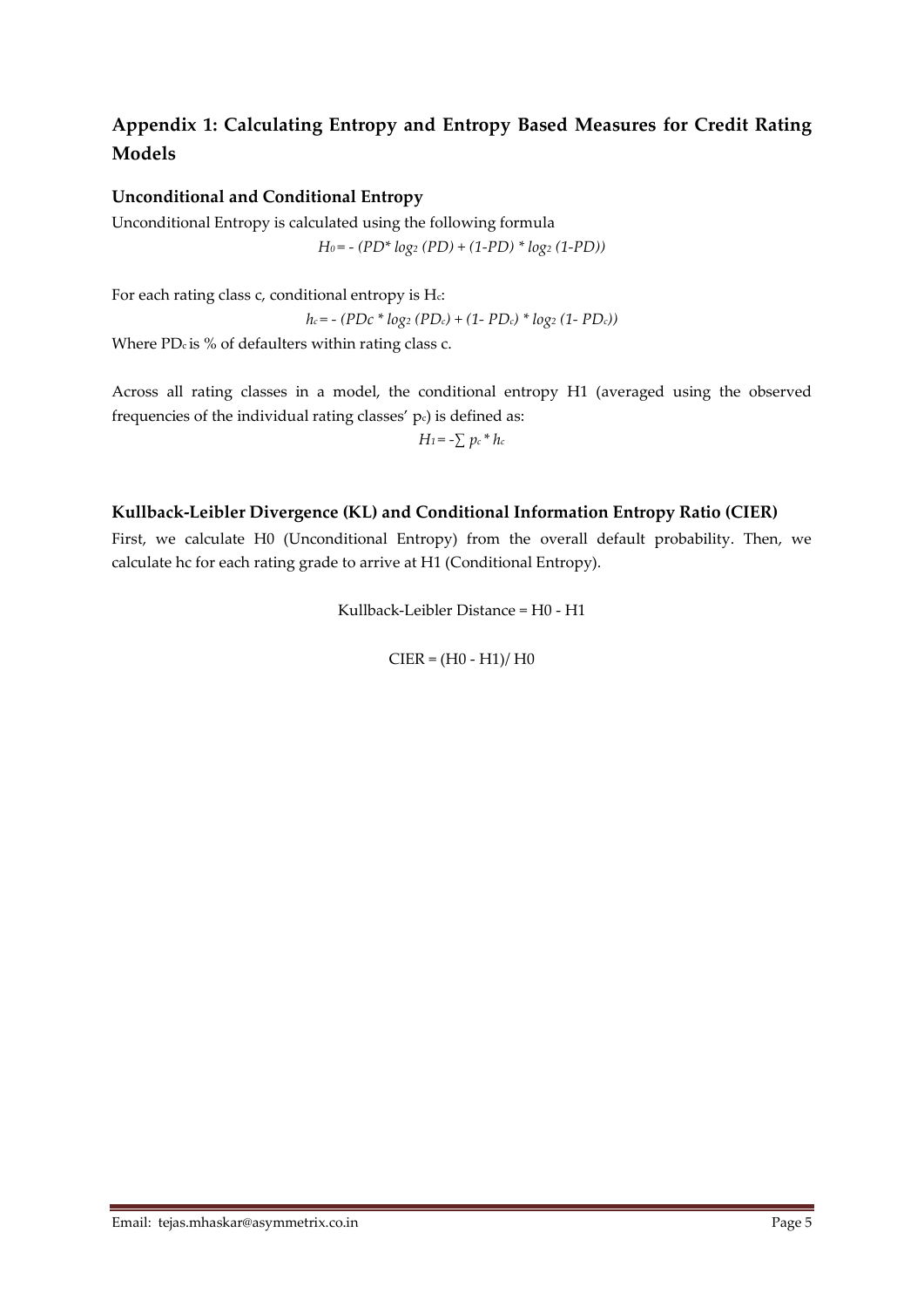## Appendix 1: Calculating Entropy and Entropy Based Measures for Credit Rating Models

### Unconditional and Conditional Entropy

Unconditional Entropy is calculated using the following formula

$$H_0 = -(PD * \log_2(PD) + (1-PD) * \log_2(1-PD))$$

For each rating class c, conditional entropy is $H_c$:

$$h_c = -(PDc * \log_2(PD_c) + (1-PD_c) * \log_2(1-PD_c))$$

Where $PD_c$ is % of defaulters within rating class c.

Across all rating classes in a model, the conditional entropy H1 (averaged using the observed frequencies of the individual rating classes' $p_c$) is defined as:

$$H_1 = -\sum p_c * h_c$$

### Kullback-Leibler Divergence (KL) and Conditional Information Entropy Ratio (CIER)

First, we calculate H0 (Unconditional Entropy) from the overall default probability. Then, we calculate hc for each rating grade to arrive at H1 (Conditional Entropy).

$$\text{Kullback-Leibler Distance} = H0 - H1$$

$$\text{CIER} = (H0 - H1) / H0$$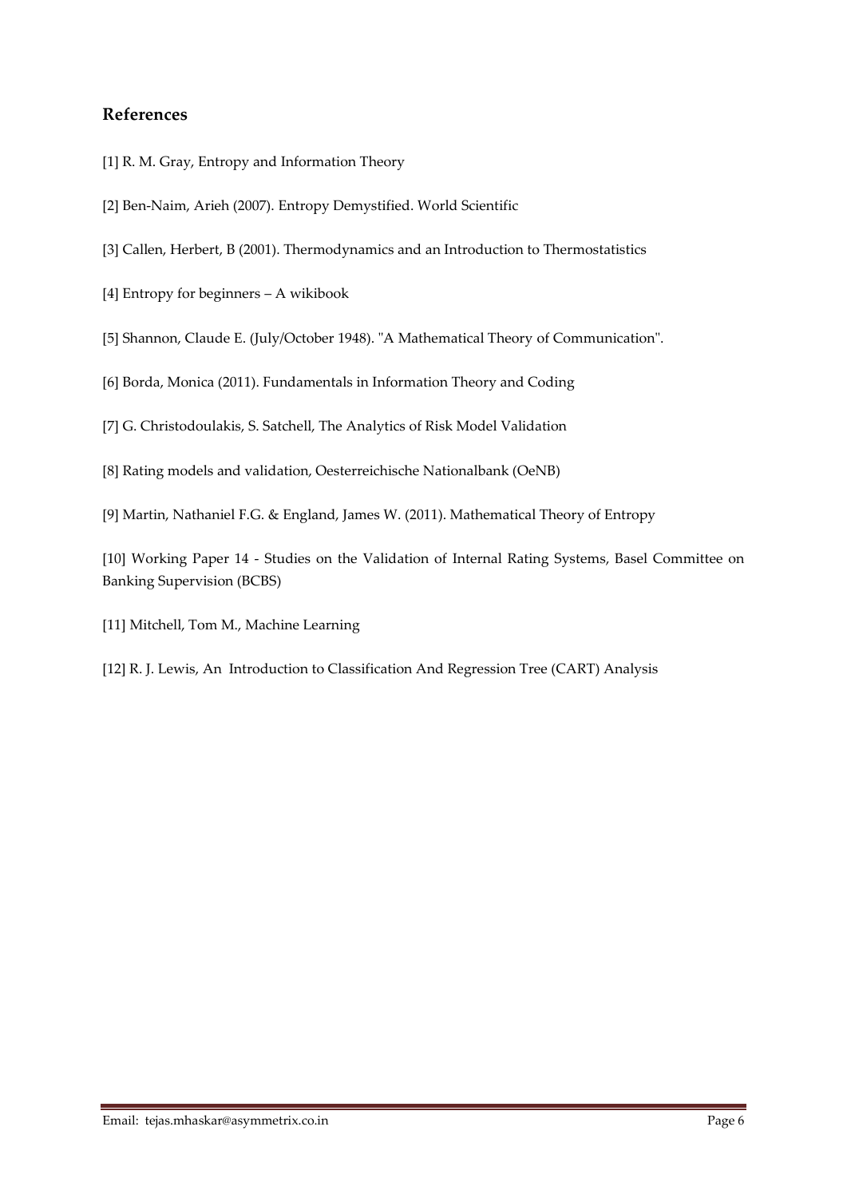## References

[1] R. M. Gray, Entropy and Information Theory

[2] Ben-Naim, Arieh (2007). Entropy Demystified. World Scientific

[3] Callen, Herbert, B (2001). Thermodynamics and an Introduction to Thermostatistics

[4] Entropy for beginners – A wikibook

[5] Shannon, Claude E. (July/October 1948). "A Mathematical Theory of Communication".

[6] Borda, Monica (2011). Fundamentals in Information Theory and Coding

[7] G. Christodoulakis, S. Satchell, The Analytics of Risk Model Validation

[8] Rating models and validation, Oesterreichische Nationalbank (OeNB)

[9] Martin, Nathaniel F.G. & England, James W. (2011). Mathematical Theory of Entropy

[10] Working Paper 14 - Studies on the Validation of Internal Rating Systems, Basel Committee on Banking Supervision (BCBS)

[11] Mitchell, Tom M., Machine Learning

[12] R. J. Lewis, An Introduction to Classification And Regression Tree (CART) Analysis

Email: tejas.mhaskar@asymmetrix.co.in